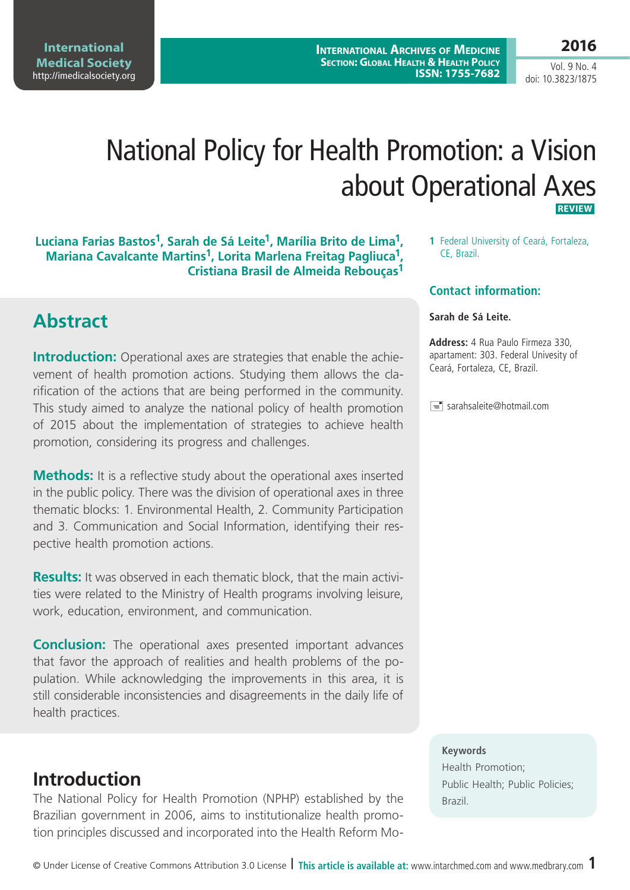# National Policy for Health Promotion: a Vision about Operational Axes

**REVIEW**

**Luciana Farias Bastos[1], Sarah de Sá Leite[1], Marília Brito de Lima[1], Mariana Cavalcante Martins[1], Lorita Marlena Freitag Pagliuca[1], Cristiana Brasil de Almeida Rebouças[1]**

1 Federal University of Ceará, Fortaleza, CE, Brazil.

**Contact information:**

**Sarah de Sá Leite.**

**Address:** 4 Rua Paulo Firmeza 330, apartament: 303. Federal Univesity of Ceará, Fortaleza, CE, Brazil.

sarahsaleite@hotmail.com

## Abstract

**Introduction:** Operational axes are strategies that enable the achievement of health promotion actions. Studying them allows the clarification of the actions that are being performed in the community. This study aimed to analyze the national policy of health promotion of 2015 about the implementation of strategies to achieve health promotion, considering its progress and challenges.

**Methods:** It is a reflective study about the operational axes inserted in the public policy. There was the division of operational axes in three thematic blocks: 1. Environmental Health, 2. Community Participation and 3. Communication and Social Information, identifying their respective health promotion actions.

**Results:** It was observed in each thematic block, that the main activities were related to the Ministry of Health programs involving leisure, work, education, environment, and communication.

**Conclusion:** The operational axes presented important advances that favor the approach of realities and health problems of the population. While acknowledging the improvements in this area, it is still considerable inconsistencies and disagreements in the daily life of health practices.

**Keywords**
Health Promotion; Public Health; Public Policies; Brazil.

## Introduction

The National Policy for Health Promotion (NPHP) established by the Brazilian government in 2006, aims to institutionalize health promotion principles discussed and incorporated into the Health Reform Mo-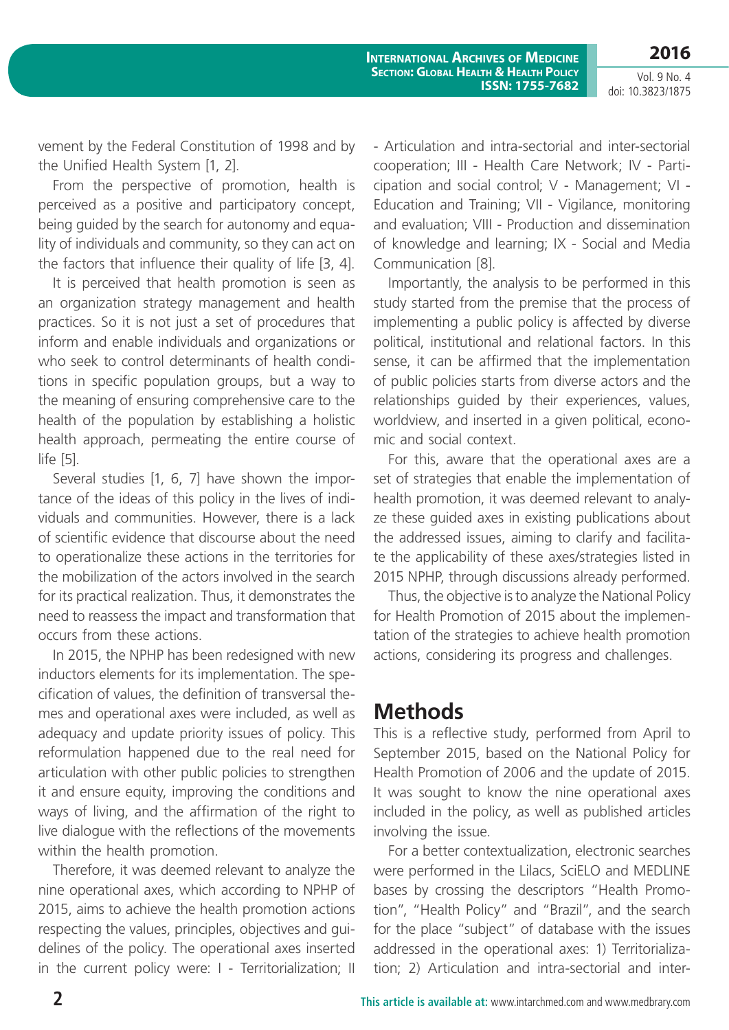vement by the Federal Constitution of 1998 and by the Unified Health System [1, 2].

From the perspective of promotion, health is perceived as a positive and participatory concept, being guided by the search for autonomy and equality of individuals and community, so they can act on the factors that influence their quality of life [3, 4].

It is perceived that health promotion is seen as an organization strategy management and health practices. So it is not just a set of procedures that inform and enable individuals and organizations or who seek to control determinants of health conditions in specific population groups, but a way to the meaning of ensuring comprehensive care to the health of the population by establishing a holistic health approach, permeating the entire course of life [5].

Several studies [1, 6, 7] have shown the importance of the ideas of this policy in the lives of individuals and communities. However, there is a lack of scientific evidence that discourse about the need to operationalize these actions in the territories for the mobilization of the actors involved in the search for its practical realization. Thus, it demonstrates the need to reassess the impact and transformation that occurs from these actions.

In 2015, the NPHP has been redesigned with new inductors elements for its implementation. The specification of values, the definition of transversal themes and operational axes were included, as well as adequacy and update priority issues of policy. This reformulation happened due to the real need for articulation with other public policies to strengthen it and ensure equity, improving the conditions and ways of living, and the affirmation of the right to live dialogue with the reflections of the movements within the health promotion.

Therefore, it was deemed relevant to analyze the nine operational axes, which according to NPHP of 2015, aims to achieve the health promotion actions respecting the values, principles, objectives and guidelines of the policy. The operational axes inserted in the current policy were: I - Territorialization; II - Articulation and intra-sectorial and inter-sectorial cooperation; III - Health Care Network; IV - Participation and social control; V - Management; VI - Education and Training; VII - Vigilance, monitoring and evaluation; VIII - Production and dissemination of knowledge and learning; IX - Social and Media Communication [8].

Importantly, the analysis to be performed in this study started from the premise that the process of implementing a public policy is affected by diverse political, institutional and relational factors. In this sense, it can be affirmed that the implementation of public policies starts from diverse actors and the relationships guided by their experiences, values, worldview, and inserted in a given political, economic and social context.

For this, aware that the operational axes are a set of strategies that enable the implementation of health promotion, it was deemed relevant to analyze these guided axes in existing publications about the addressed issues, aiming to clarify and facilitate the applicability of these axes/strategies listed in 2015 NPHP, through discussions already performed.

Thus, the objective is to analyze the National Policy for Health Promotion of 2015 about the implementation of the strategies to achieve health promotion actions, considering its progress and challenges.

## Methods

This is a reflective study, performed from April to September 2015, based on the National Policy for Health Promotion of 2006 and the update of 2015. It was sought to know the nine operational axes included in the policy, as well as published articles involving the issue.

For a better contextualization, electronic searches were performed in the Lilacs, SciELO and MEDLINE bases by crossing the descriptors "Health Promotion", "Health Policy" and "Brazil", and the search for the place "subject" of database with the issues addressed in the operational axes: 1) Territorialization; 2) Articulation and intra-sectorial and inter-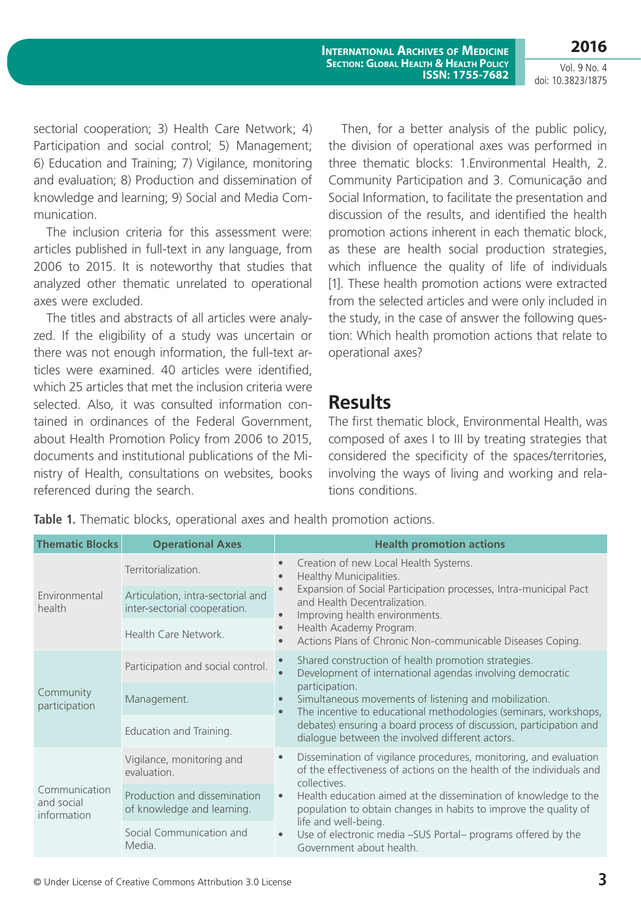sectorial cooperation; 3) Health Care Network; 4) Participation and social control; 5) Management; 6) Education and Training; 7) Vigilance, monitoring and evaluation; 8) Production and dissemination of knowledge and learning; 9) Social and Media Communication.

The inclusion criteria for this assessment were: articles published in full-text in any language, from 2006 to 2015. It is noteworthy that studies that analyzed other thematic unrelated to operational axes were excluded.

The titles and abstracts of all articles were analyzed. If the eligibility of a study was uncertain or there was not enough information, the full-text articles were examined. 40 articles were identified, which 25 articles that met the inclusion criteria were selected. Also, it was consulted information contained in ordinances of the Federal Government, about Health Promotion Policy from 2006 to 2015, documents and institutional publications of the Ministry of Health, consultations on websites, books referenced during the search.

Then, for a better analysis of the public policy, the division of operational axes was performed in three thematic blocks: 1.Environmental Health, 2. Community Participation and 3. Comunicação and Social Information, to facilitate the presentation and discussion of the results, and identified the health promotion actions inherent in each thematic block, as these are health social production strategies, which influence the quality of life of individuals [1]. These health promotion actions were extracted from the selected articles and were only included in the study, in the case of answer the following question: Which health promotion actions that relate to operational axes?

## Results

The first thematic block, Environmental Health, was composed of axes I to III by treating strategies that considered the specificity of the spaces/territories, involving the ways of living and working and relations conditions.

**Table 1.** Thematic blocks, operational axes and health promotion actions.

| Thematic Blocks | Operational Axes | Health promotion actions |
|---|---|---|
| Environmental health | Territorialization.<br>Articulation, intra-sectorial and inter-sectorial cooperation.<br>Health Care Network. | • Creation of new Local Health Systems.<br>• Healthy Municipalities.<br>• Expansion of Social Participation processes, Intra-municipal Pact and Health Decentralization.<br>• Improving health environments.<br>• Health Academy Program.<br>• Actions Plans of Chronic Non-communicable Diseases Coping. |
| Community participation | Participation and social control.<br>Management.<br>Education and Training. | • Shared construction of health promotion strategies.<br>• Development of international agendas involving democratic participation.<br>• Simultaneous movements of listening and mobilization.<br>• The incentive to educational methodologies (seminars, workshops, debates) ensuring a board process of discussion, participation and dialogue between the involved different actors. |
| Communication and social information | Vigilance, monitoring and evaluation.<br>Production and dissemination of knowledge and learning.<br>Social Communication and Media. | • Dissemination of vigilance procedures, monitoring, and evaluation of the effectiveness of actions on the health of the individuals and collectives.<br>• Health education aimed at the dissemination of knowledge to the population to obtain changes in habits to improve the quality of life and well-being.<br>• Use of electronic media –SUS Portal– programs offered by the Government about health. |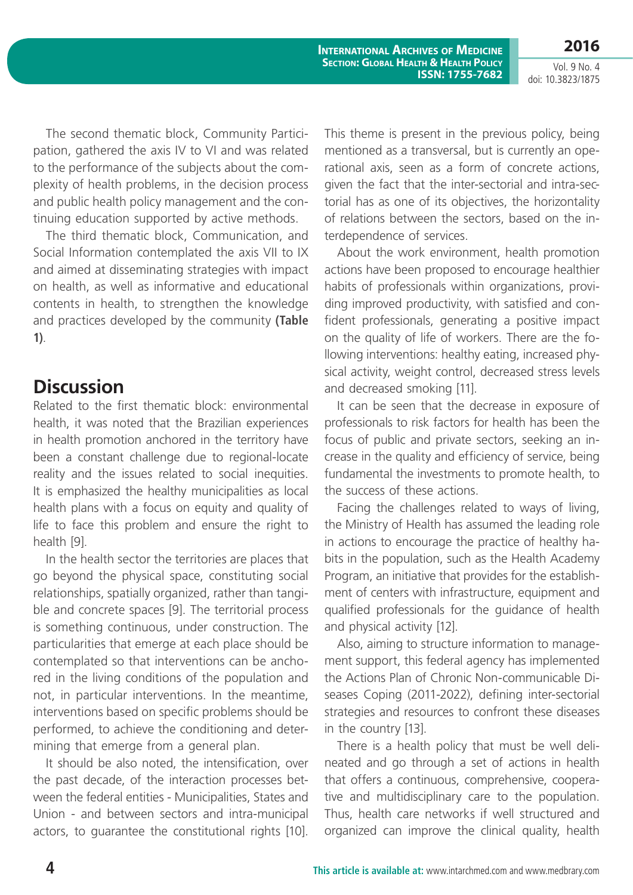The second thematic block, Community Participation, gathered the axis IV to VI and was related to the performance of the subjects about the complexity of health problems, in the decision process and public health policy management and the continuing education supported by active methods.

The third thematic block, Communication, and Social Information contemplated the axis VII to IX and aimed at disseminating strategies with impact on health, as well as informative and educational contents in health, to strengthen the knowledge and practices developed by the community **(Table 1)**.

## Discussion

Related to the first thematic block: environmental health, it was noted that the Brazilian experiences in health promotion anchored in the territory have been a constant challenge due to regional-locate reality and the issues related to social inequities. It is emphasized the healthy municipalities as local health plans with a focus on equity and quality of life to face this problem and ensure the right to health [9].

In the health sector the territories are places that go beyond the physical space, constituting social relationships, spatially organized, rather than tangible and concrete spaces [9]. The territorial process is something continuous, under construction. The particularities that emerge at each place should be contemplated so that interventions can be anchored in the living conditions of the population and not, in particular interventions. In the meantime, interventions based on specific problems should be performed, to achieve the conditioning and determining that emerge from a general plan.

It should be also noted, the intensification, over the past decade, of the interaction processes between the federal entities - Municipalities, States and Union - and between sectors and intra-municipal actors, to guarantee the constitutional rights [10]. This theme is present in the previous policy, being mentioned as a transversal, but is currently an operational axis, seen as a form of concrete actions, given the fact that the inter-sectorial and intra-sectorial has as one of its objectives, the horizontality of relations between the sectors, based on the interdependence of services.

About the work environment, health promotion actions have been proposed to encourage healthier habits of professionals within organizations, providing improved productivity, with satisfied and confident professionals, generating a positive impact on the quality of life of workers. There are the following interventions: healthy eating, increased physical activity, weight control, decreased stress levels and decreased smoking [11].

It can be seen that the decrease in exposure of professionals to risk factors for health has been the focus of public and private sectors, seeking an increase in the quality and efficiency of service, being fundamental the investments to promote health, to the success of these actions.

Facing the challenges related to ways of living, the Ministry of Health has assumed the leading role in actions to encourage the practice of healthy habits in the population, such as the Health Academy Program, an initiative that provides for the establishment of centers with infrastructure, equipment and qualified professionals for the guidance of health and physical activity [12].

Also, aiming to structure information to management support, this federal agency has implemented the Actions Plan of Chronic Non-communicable Diseases Coping (2011-2022), defining inter-sectorial strategies and resources to confront these diseases in the country [13].

There is a health policy that must be well delineated and go through a set of actions in health that offers a continuous, comprehensive, cooperative and multidisciplinary care to the population. Thus, health care networks if well structured and organized can improve the clinical quality, health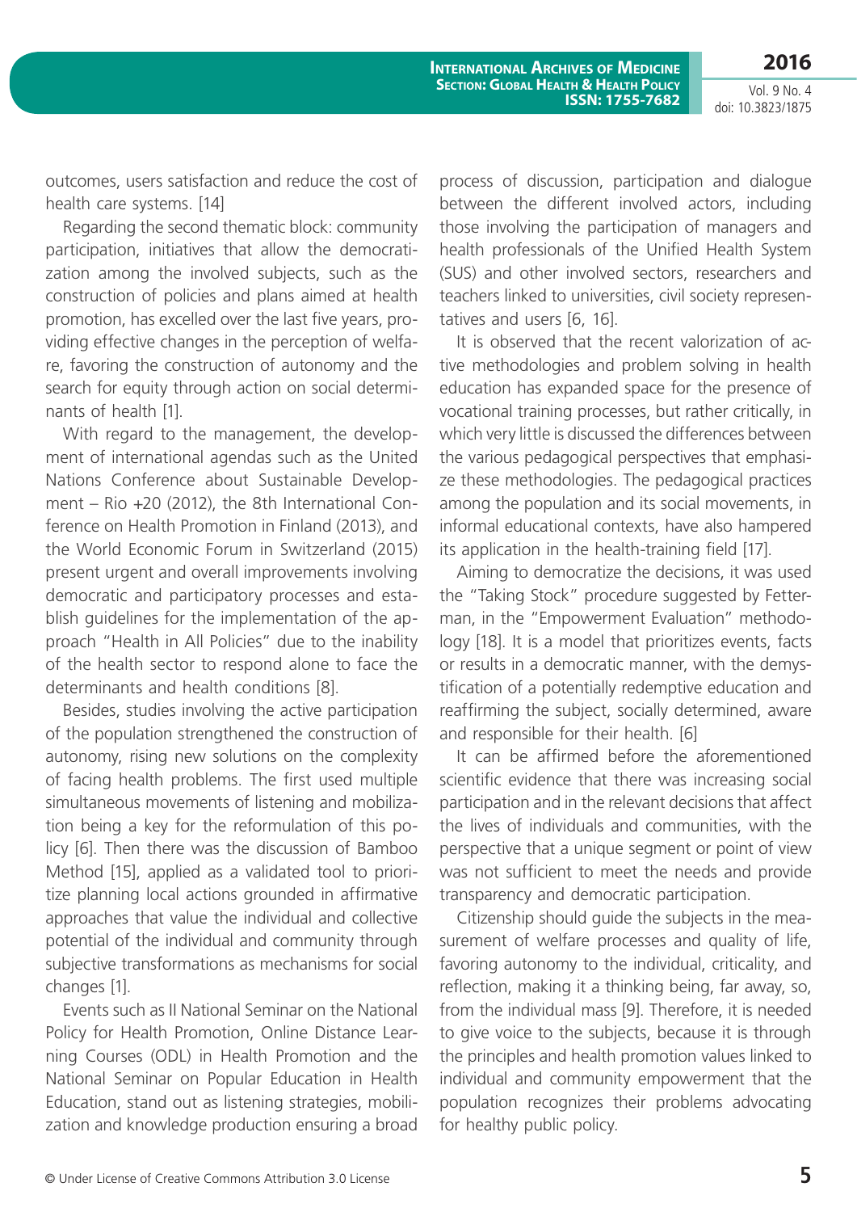outcomes, users satisfaction and reduce the cost of health care systems. [14]

Regarding the second thematic block: community participation, initiatives that allow the democratization among the involved subjects, such as the construction of policies and plans aimed at health promotion, has excelled over the last five years, providing effective changes in the perception of welfare, favoring the construction of autonomy and the search for equity through action on social determinants of health [1].

With regard to the management, the development of international agendas such as the United Nations Conference about Sustainable Development – Rio +20 (2012), the 8th International Conference on Health Promotion in Finland (2013), and the World Economic Forum in Switzerland (2015) present urgent and overall improvements involving democratic and participatory processes and establish guidelines for the implementation of the approach "Health in All Policies" due to the inability of the health sector to respond alone to face the determinants and health conditions [8].

Besides, studies involving the active participation of the population strengthened the construction of autonomy, rising new solutions on the complexity of facing health problems. The first used multiple simultaneous movements of listening and mobilization being a key for the reformulation of this policy [6]. Then there was the discussion of Bamboo Method [15], applied as a validated tool to prioritize planning local actions grounded in affirmative approaches that value the individual and collective potential of the individual and community through subjective transformations as mechanisms for social changes [1].

Events such as II National Seminar on the National Policy for Health Promotion, Online Distance Learning Courses (ODL) in Health Promotion and the National Seminar on Popular Education in Health Education, stand out as listening strategies, mobilization and knowledge production ensuring a broad process of discussion, participation and dialogue between the different involved actors, including those involving the participation of managers and health professionals of the Unified Health System (SUS) and other involved sectors, researchers and teachers linked to universities, civil society representatives and users [6, 16].

It is observed that the recent valorization of active methodologies and problem solving in health education has expanded space for the presence of vocational training processes, but rather critically, in which very little is discussed the differences between the various pedagogical perspectives that emphasize these methodologies. The pedagogical practices among the population and its social movements, in informal educational contexts, have also hampered its application in the health-training field [17].

Aiming to democratize the decisions, it was used the "Taking Stock" procedure suggested by Fetterman, in the "Empowerment Evaluation" methodology [18]. It is a model that prioritizes events, facts or results in a democratic manner, with the demystification of a potentially redemptive education and reaffirming the subject, socially determined, aware and responsible for their health. [6]

It can be affirmed before the aforementioned scientific evidence that there was increasing social participation and in the relevant decisions that affect the lives of individuals and communities, with the perspective that a unique segment or point of view was not sufficient to meet the needs and provide transparency and democratic participation.

Citizenship should guide the subjects in the measurement of welfare processes and quality of life, favoring autonomy to the individual, criticality, and reflection, making it a thinking being, far away, so, from the individual mass [9]. Therefore, it is needed to give voice to the subjects, because it is through the principles and health promotion values linked to individual and community empowerment that the population recognizes their problems advocating for healthy public policy.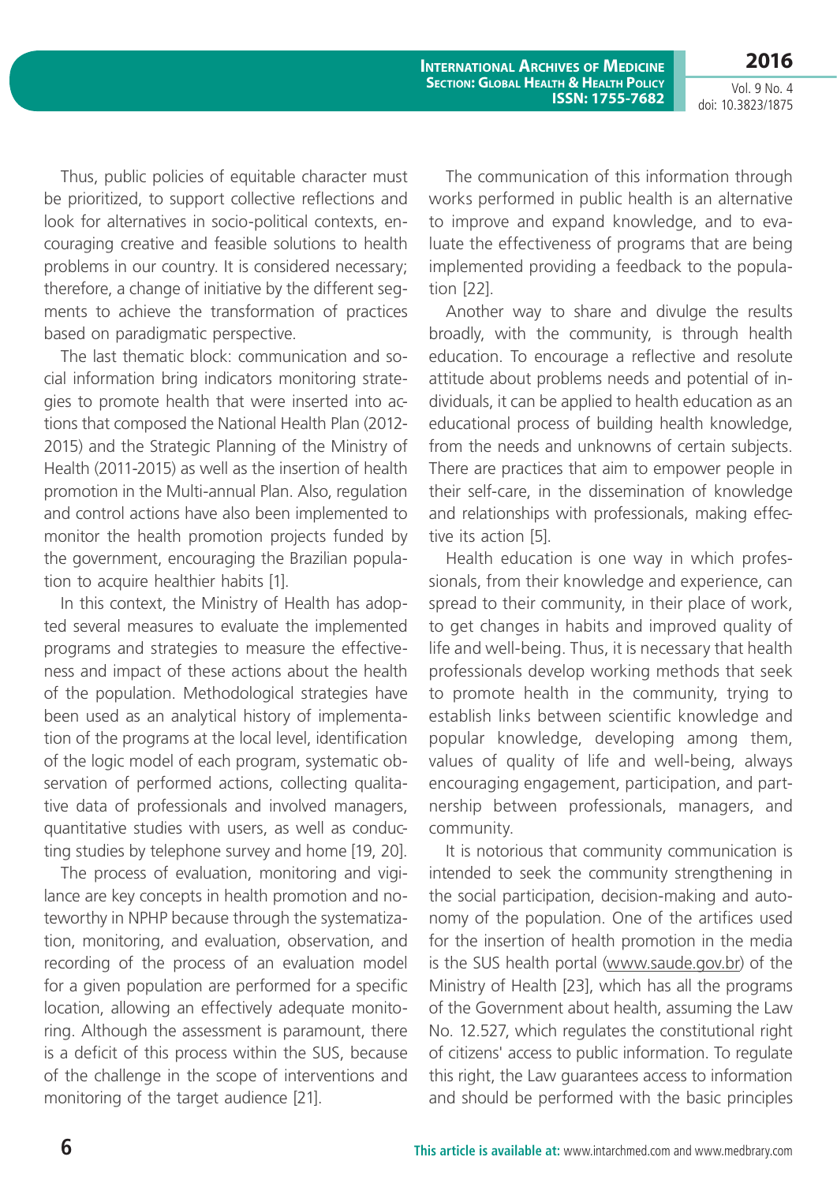Thus, public policies of equitable character must be prioritized, to support collective reflections and look for alternatives in socio-political contexts, encouraging creative and feasible solutions to health problems in our country. It is considered necessary; therefore, a change of initiative by the different segments to achieve the transformation of practices based on paradigmatic perspective.

The last thematic block: communication and social information bring indicators monitoring strategies to promote health that were inserted into actions that composed the National Health Plan (2012-2015) and the Strategic Planning of the Ministry of Health (2011-2015) as well as the insertion of health promotion in the Multi-annual Plan. Also, regulation and control actions have also been implemented to monitor the health promotion projects funded by the government, encouraging the Brazilian population to acquire healthier habits [1].

In this context, the Ministry of Health has adopted several measures to evaluate the implemented programs and strategies to measure the effectiveness and impact of these actions about the health of the population. Methodological strategies have been used as an analytical history of implementation of the programs at the local level, identification of the logic model of each program, systematic observation of performed actions, collecting qualitative data of professionals and involved managers, quantitative studies with users, as well as conducting studies by telephone survey and home [19, 20].

The process of evaluation, monitoring and vigilance are key concepts in health promotion and noteworthy in NPHP because through the systematization, monitoring, and evaluation, observation, and recording of the process of an evaluation model for a given population are performed for a specific location, allowing an effectively adequate monitoring. Although the assessment is paramount, there is a deficit of this process within the SUS, because of the challenge in the scope of interventions and monitoring of the target audience [21].

The communication of this information through works performed in public health is an alternative to improve and expand knowledge, and to evaluate the effectiveness of programs that are being implemented providing a feedback to the population [22].

Another way to share and divulge the results broadly, with the community, is through health education. To encourage a reflective and resolute attitude about problems needs and potential of individuals, it can be applied to health education as an educational process of building health knowledge, from the needs and unknowns of certain subjects. There are practices that aim to empower people in their self-care, in the dissemination of knowledge and relationships with professionals, making effective its action [5].

Health education is one way in which professionals, from their knowledge and experience, can spread to their community, in their place of work, to get changes in habits and improved quality of life and well-being. Thus, it is necessary that health professionals develop working methods that seek to promote health in the community, trying to establish links between scientific knowledge and popular knowledge, developing among them, values of quality of life and well-being, always encouraging engagement, participation, and partnership between professionals, managers, and community.

It is notorious that community communication is intended to seek the community strengthening in the social participation, decision-making and autonomy of the population. One of the artifices used for the insertion of health promotion in the media is the SUS health portal (www.saude.gov.br) of the Ministry of Health [23], which has all the programs of the Government about health, assuming the Law No. 12.527, which regulates the constitutional right of citizens' access to public information. To regulate this right, the Law guarantees access to information and should be performed with the basic principles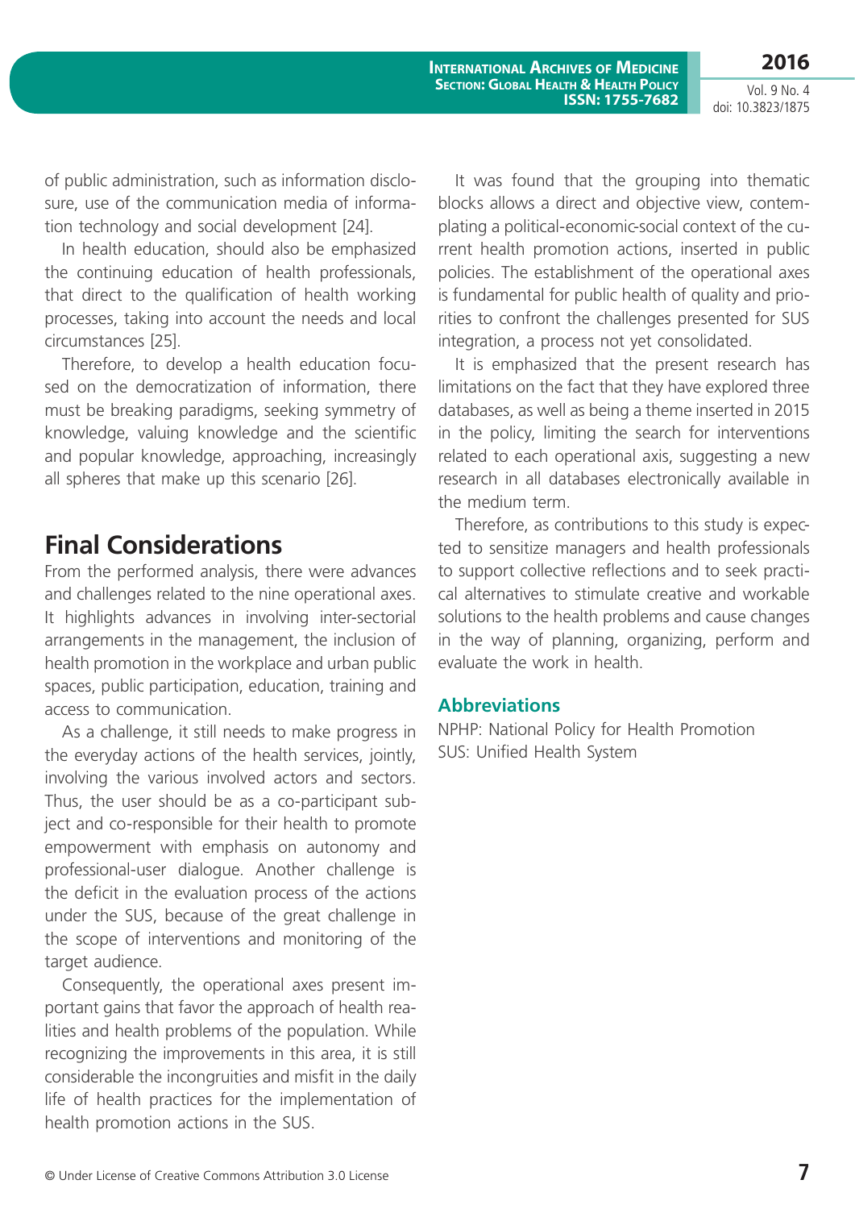of public administration, such as information disclosure, use of the communication media of information technology and social development [24].

In health education, should also be emphasized the continuing education of health professionals, that direct to the qualification of health working processes, taking into account the needs and local circumstances [25].

Therefore, to develop a health education focused on the democratization of information, there must be breaking paradigms, seeking symmetry of knowledge, valuing knowledge and the scientific and popular knowledge, approaching, increasingly all spheres that make up this scenario [26].

## Final Considerations

From the performed analysis, there were advances and challenges related to the nine operational axes. It highlights advances in involving inter-sectorial arrangements in the management, the inclusion of health promotion in the workplace and urban public spaces, public participation, education, training and access to communication.

As a challenge, it still needs to make progress in the everyday actions of the health services, jointly, involving the various involved actors and sectors. Thus, the user should be as a co-participant subject and co-responsible for their health to promote empowerment with emphasis on autonomy and professional-user dialogue. Another challenge is the deficit in the evaluation process of the actions under the SUS, because of the great challenge in the scope of interventions and monitoring of the target audience.

Consequently, the operational axes present important gains that favor the approach of health realities and health problems of the population. While recognizing the improvements in this area, it is still considerable the incongruities and misfit in the daily life of health practices for the implementation of health promotion actions in the SUS.

It was found that the grouping into thematic blocks allows a direct and objective view, contemplating a political-economic-social context of the current health promotion actions, inserted in public policies. The establishment of the operational axes is fundamental for public health of quality and priorities to confront the challenges presented for SUS integration, a process not yet consolidated.

It is emphasized that the present research has limitations on the fact that they have explored three databases, as well as being a theme inserted in 2015 in the policy, limiting the search for interventions related to each operational axis, suggesting a new research in all databases electronically available in the medium term.

Therefore, as contributions to this study is expected to sensitize managers and health professionals to support collective reflections and to seek practical alternatives to stimulate creative and workable solutions to the health problems and cause changes in the way of planning, organizing, perform and evaluate the work in health.

### Abbreviations

NPHP: National Policy for Health Promotion
SUS: Unified Health System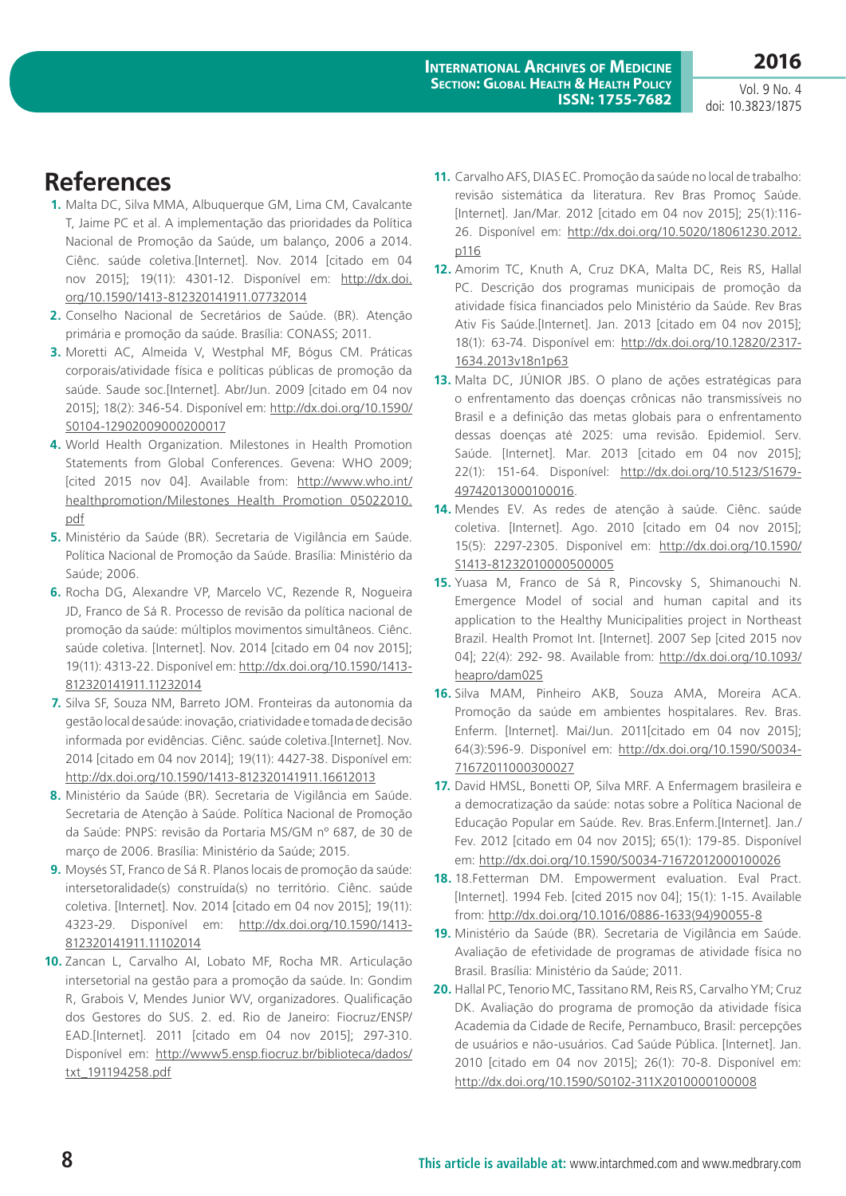## References

1. Malta DC, Silva MMA, Albuquerque GM, Lima CM, Cavalcante T, Jaime PC et al. A implementação das prioridades da Política Nacional de Promoção da Saúde, um balanço, 2006 a 2014. Ciênc. saúde coletiva.[Internet]. Nov. 2014 [citado em 04 nov 2015]; 19(11): 4301-12. Disponível em: http://dx.doi.org/10.1590/1413-812320141911.07732014
2. Conselho Nacional de Secretários de Saúde. (BR). Atenção primária e promoção da saúde. Brasília: CONASS; 2011.
3. Moretti AC, Almeida V, Westphal MF, Bógus CM. Práticas corporais/atividade física e políticas públicas de promoção da saúde. Saude soc.[Internet]. Abr/Jun. 2009 [citado em 04 nov 2015]; 18(2): 346-54. Disponível em: http://dx.doi.org/10.1590/S0104-12902009000200017
4. World Health Organization. Milestones in Health Promotion Statements from Global Conferences. Gevena: WHO 2009; [cited 2015 nov 04]. Available from: http://www.who.int/healthpromotion/Milestones_Health_Promotion_05022010.pdf
5. Ministério da Saúde (BR). Secretaria de Vigilância em Saúde. Política Nacional de Promoção da Saúde. Brasília: Ministério da Saúde; 2006.
6. Rocha DG, Alexandre VP, Marcelo VC, Rezende R, Nogueira JD, Franco de Sá R. Processo de revisão da política nacional de promoção da saúde: múltiplos movimentos simultâneos. Ciênc. saúde coletiva. [Internet]. Nov. 2014 [citado em 04 nov 2015]; 19(11): 4313-22. Disponível em: http://dx.doi.org/10.1590/1413-812320141911.11232014
7. Silva SF, Souza NM, Barreto JOM. Fronteiras da autonomia da gestão local de saúde: inovação, criatividade e tomada de decisão informada por evidências. Ciênc. saúde coletiva.[Internet]. Nov. 2014 [citado em 04 nov 2014]; 19(11): 4427-38. Disponível em: http://dx.doi.org/10.1590/1413-812320141911.16612013
8. Ministério da Saúde (BR). Secretaria de Vigilância em Saúde. Secretaria de Atenção à Saúde. Política Nacional de Promoção da Saúde: PNPS: revisão da Portaria MS/GM nº 687, de 30 de março de 2006. Brasília: Ministério da Saúde; 2015.
9. Moysés ST, Franco de Sá R. Planos locais de promoção da saúde: intersetoralidade(s) construída(s) no território. Ciênc. saúde coletiva. [Internet]. Nov. 2014 [citado em 04 nov 2015]; 19(11): 4323-29. Disponível em: http://dx.doi.org/10.1590/1413-812320141911.11102014
10. Zancan L, Carvalho AI, Lobato MF, Rocha MR. Articulação intersetorial na gestão para a promoção da saúde. In: Gondim R, Grabois V, Mendes Junior WV, organizadores. Qualificação dos Gestores do SUS. 2. ed. Rio de Janeiro: Fiocruz/ENSP/EAD.[Internet]. 2011 [citado em 04 nov 2015]; 297-310. Disponível em: http://www5.ensp.fiocruz.br/biblioteca/dados/txt_191194258.pdf
11. Carvalho AFS, DIAS EC. Promoção da saúde no local de trabalho: revisão sistemática da literatura. Rev Bras Promoç Saúde. [Internet]. Jan/Mar. 2012 [citado em 04 nov 2015]; 25(1):116-26. Disponível em: http://dx.doi.org/10.5020/18061230.2012.p116
12. Amorim TC, Knuth A, Cruz DKA, Malta DC, Reis RS, Hallal PC. Descrição dos programas municipais de promoção da atividade física financiados pelo Ministério da Saúde. Rev Bras Ativ Fis Saúde.[Internet]. Jan. 2013 [citado em 04 nov 2015]; 18(1): 63-74. Disponível em: http://dx.doi.org/10.12820/2317-1634.2013v18n1p63
13. Malta DC, JÚNIOR JBS. O plano de ações estratégicas para o enfrentamento das doenças crônicas não transmissíveis no Brasil e a definição das metas globais para o enfrentamento dessas doenças até 2025: uma revisão. Epidemiol. Serv. Saúde. [Internet]. Mar. 2013 [citado em 04 nov 2015]; 22(1): 151-64. Disponível: http://dx.doi.org/10.5123/S1679-49742013000100016.
14. Mendes EV. As redes de atenção à saúde. Ciênc. saúde coletiva. [Internet]. Ago. 2010 [citado em 04 nov 2015]; 15(5): 2297-2305. Disponível em: http://dx.doi.org/10.1590/S1413-81232010000500005
15. Yuasa M, Franco de Sá R, Pincovsky S, Shimanouchi N. Emergence Model of social and human capital and its application to the Healthy Municipalities project in Northeast Brazil. Health Promot Int. [Internet]. 2007 Sep [cited 2015 nov 04]; 22(4): 292- 98. Available from: http://dx.doi.org/10.1093/heapro/dam025
16. Silva MAM, Pinheiro AKB, Souza AMA, Moreira ACA. Promoção da saúde em ambientes hospitalares. Rev. Bras. Enferm. [Internet]. Mai/Jun. 2011[citado em 04 nov 2015]; 64(3):596-9. Disponível em: http://dx.doi.org/10.1590/S0034-71672011000300027
17. David HMSL, Bonetti OP, Silva MRF. A Enfermagem brasileira e a democratização da saúde: notas sobre a Política Nacional de Educação Popular em Saúde. Rev. Bras.Enferm.[Internet]. Jan./Fev. 2012 [citado em 04 nov 2015]; 65(1): 179-85. Disponível em: http://dx.doi.org/10.1590/S0034-71672012000100026
18. 18.Fetterman DM. Empowerment evaluation. Eval Pract. [Internet]. 1994 Feb. [cited 2015 nov 04]; 15(1): 1-15. Available from: http://dx.doi.org/10.1016/0886-1633(94)90055-8
19. Ministério da Saúde (BR). Secretaria de Vigilância em Saúde. Avaliação de efetividade de programas de atividade física no Brasil. Brasília: Ministério da Saúde; 2011.
20. Hallal PC, Tenorio MC, Tassitano RM, Reis RS, Carvalho YM; Cruz DK. Avaliação do programa de promoção da atividade física Academia da Cidade de Recife, Pernambuco, Brasil: percepções de usuários e não-usuários. Cad Saúde Pública. [Internet]. Jan. 2010 [citado em 04 nov 2015]; 26(1): 70-8. Disponível em: http://dx.doi.org/10.1590/S0102-311X2010000100008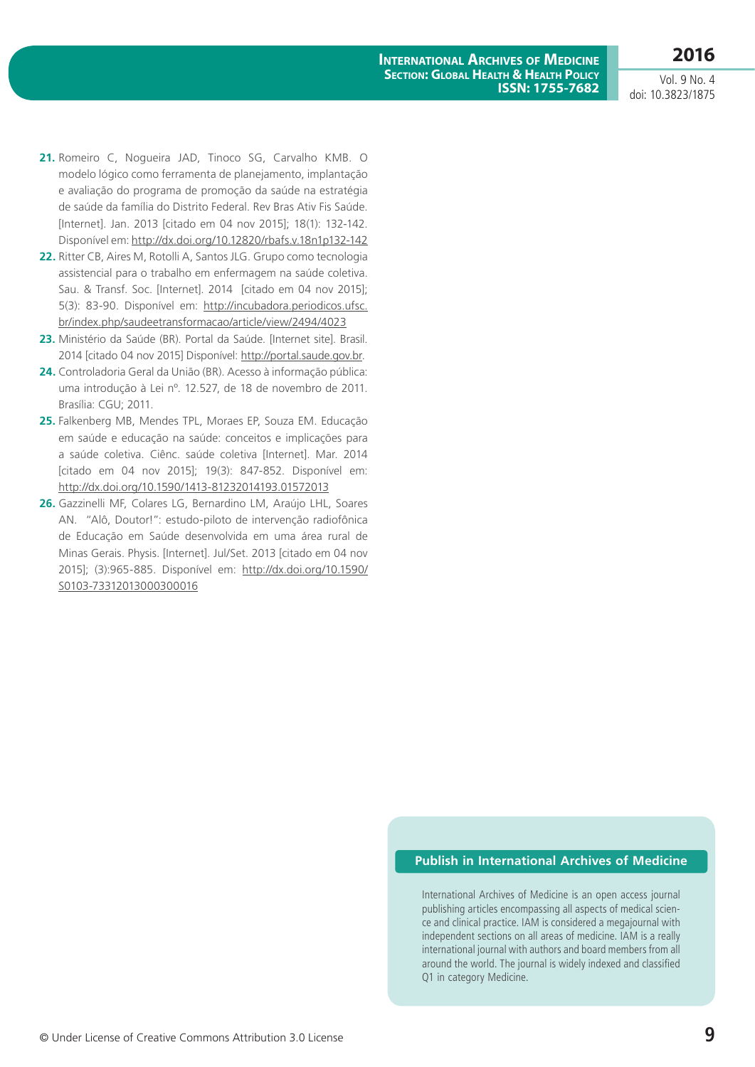21. Romeiro C, Nogueira JAD, Tinoco SG, Carvalho KMB. O modelo lógico como ferramenta de planejamento, implantação e avaliação do programa de promoção da saúde na estratégia de saúde da família do Distrito Federal. Rev Bras Ativ Fis Saúde. [Internet]. Jan. 2013 [citado em 04 nov 2015]; 18(1): 132-142. Disponível em: http://dx.doi.org/10.12820/rbafs.v.18n1p132-142
22. Ritter CB, Aires M, Rotolli A, Santos JLG. Grupo como tecnologia assistencial para o trabalho em enfermagem na saúde coletiva. Sau. & Transf. Soc. [Internet]. 2014 [citado em 04 nov 2015]; 5(3): 83-90. Disponível em: http://incubadora.periodicos.ufsc.br/index.php/saudeetransformacao/article/view/2494/4023
23. Ministério da Saúde (BR). Portal da Saúde. [Internet site]. Brasil. 2014 [citado 04 nov 2015] Disponível: http://portal.saude.gov.br.
24. Controladoria Geral da União (BR). Acesso à informação pública: uma introdução à Lei nº. 12.527, de 18 de novembro de 2011. Brasília: CGU; 2011.
25. Falkenberg MB, Mendes TPL, Moraes EP, Souza EM. Educação em saúde e educação na saúde: conceitos e implicações para a saúde coletiva. Ciênc. saúde coletiva [Internet]. Mar. 2014 [citado em 04 nov 2015]; 19(3): 847-852. Disponível em: http://dx.doi.org/10.1590/1413-81232014193.01572013
26. Gazzinelli MF, Colares LG, Bernardino LM, Araújo LHL, Soares AN. "Alô, Doutor!": estudo-piloto de intervenção radiofônica de Educação em Saúde desenvolvida em uma área rural de Minas Gerais. Physis. [Internet]. Jul/Set. 2013 [citado em 04 nov 2015]; (3):965-885. Disponível em: http://dx.doi.org/10.1590/S0103-73312013000300016

**Publish in International Archives of Medicine**

International Archives of Medicine is an open access journal publishing articles encompassing all aspects of medical science and clinical practice. IAM is considered a megajournal with independent sections on all areas of medicine. IAM is a really international journal with authors and board members from all around the world. The journal is widely indexed and classified Q1 in category Medicine.